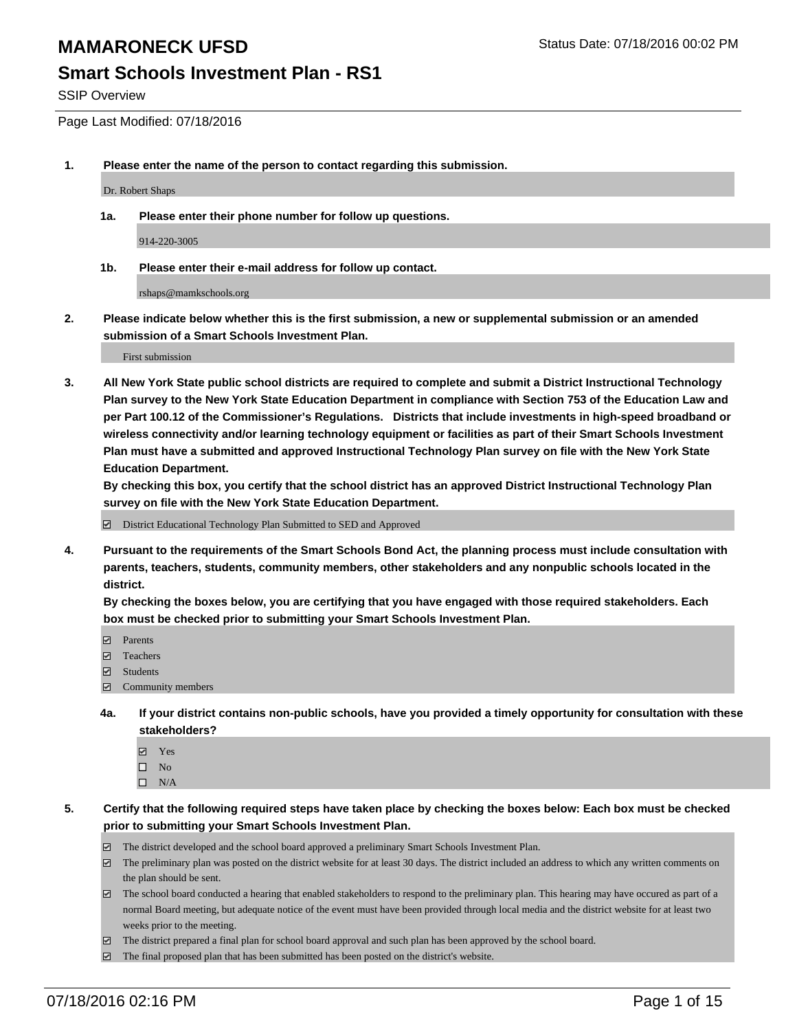# MAMARONECK UFSD

Status Date: 07/18/2016 00:02 PM

## Smart Schools Investment Plan - RS1

SSIP Overview

Page Last Modified: 07/18/2016

**1. Please enter the name of the person to contact regarding this submission.**

Dr. Robert Shaps

**1a. Please enter their phone number for follow up questions.**

914-220-3005

**1b. Please enter their e-mail address for follow up contact.**

rshaps@mamkschools.org

**2. Please indicate below whether this is the first submission, a new or supplemental submission or an amended submission of a Smart Schools Investment Plan.**

First submission

**3. All New York State public school districts are required to complete and submit a District Instructional Technology Plan survey to the New York State Education Department in compliance with Section 753 of the Education Law and per Part 100.12 of the Commissioner's Regulations. Districts that include investments in high-speed broadband or wireless connectivity and/or learning technology equipment or facilities as part of their Smart Schools Investment Plan must have a submitted and approved Instructional Technology Plan survey on file with the New York State Education Department.**

**By checking this box, you certify that the school district has an approved District Instructional Technology Plan survey on file with the New York State Education Department.**

☑ District Educational Technology Plan Submitted to SED and Approved

**4. Pursuant to the requirements of the Smart Schools Bond Act, the planning process must include consultation with parents, teachers, students, community members, other stakeholders and any nonpublic schools located in the district.**

**By checking the boxes below, you are certifying that you have engaged with those required stakeholders. Each box must be checked prior to submitting your Smart Schools Investment Plan.**

- ☑ Parents
- ☑ Teachers
- ☑ Students
- ☑ Community members

**4a. If your district contains non-public schools, have you provided a timely opportunity for consultation with these stakeholders?**

- ☑ Yes
- ☐ No
- ☐ N/A

**5. Certify that the following required steps have taken place by checking the boxes below: Each box must be checked prior to submitting your Smart Schools Investment Plan.**

- ☑ The district developed and the school board approved a preliminary Smart Schools Investment Plan.
- ☑ The preliminary plan was posted on the district website for at least 30 days. The district included an address to which any written comments on the plan should be sent.
- ☑ The school board conducted a hearing that enabled stakeholders to respond to the preliminary plan. This hearing may have occured as part of a normal Board meeting, but adequate notice of the event must have been provided through local media and the district website for at least two weeks prior to the meeting.
- ☑ The district prepared a final plan for school board approval and such plan has been approved by the school board.
- ☑ The final proposed plan that has been submitted has been posted on the district's website.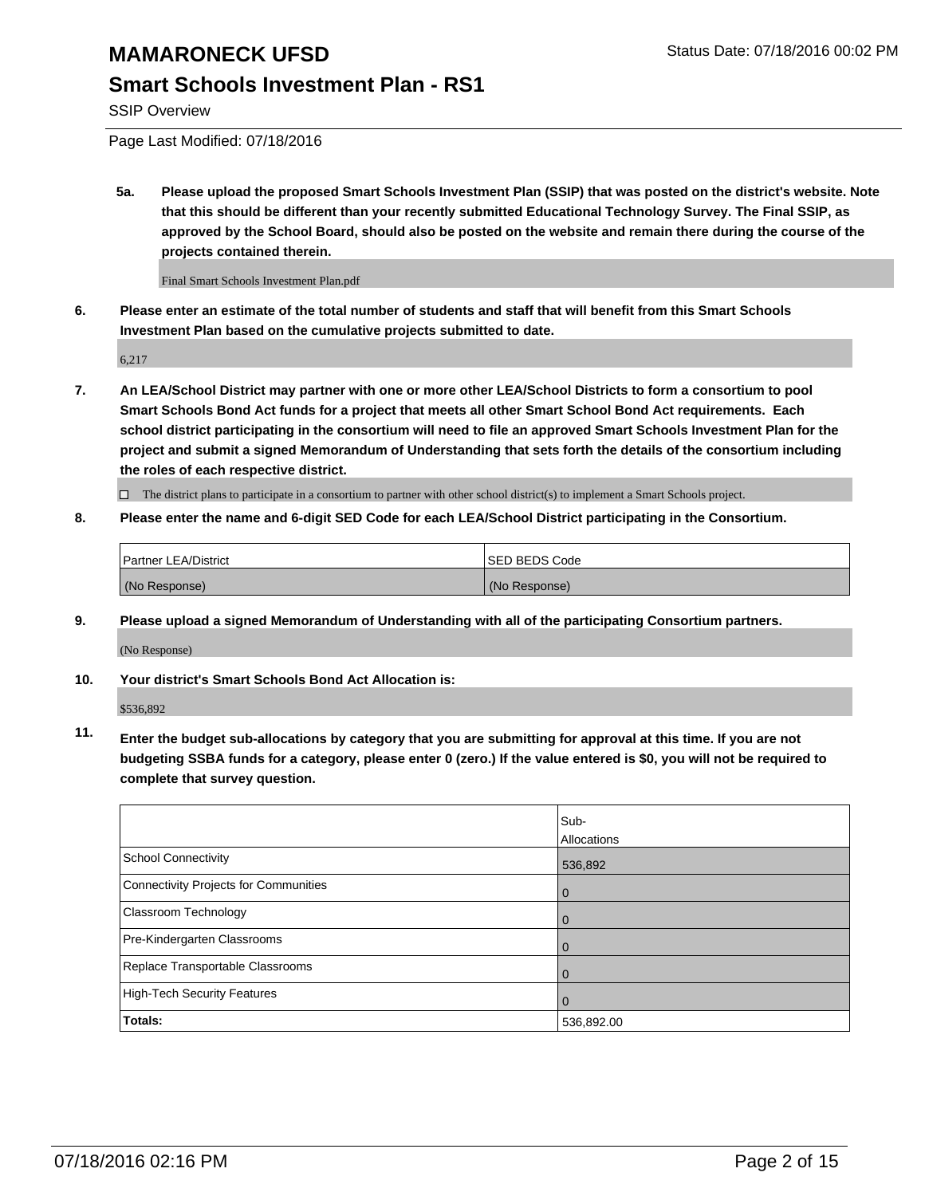# MAMARONECK UFSD

Status Date: 07/18/2016 00:02 PM

## Smart Schools Investment Plan - RS1

SSIP Overview

Page Last Modified: 07/18/2016

**5a. Please upload the proposed Smart Schools Investment Plan (SSIP) that was posted on the district's website. Note that this should be different than your recently submitted Educational Technology Survey. The Final SSIP, as approved by the School Board, should also be posted on the website and remain there during the course of the projects contained therein.**

Final Smart Schools Investment Plan.pdf

**6. Please enter an estimate of the total number of students and staff that will benefit from this Smart Schools Investment Plan based on the cumulative projects submitted to date.**

6,217

**7. An LEA/School District may partner with one or more other LEA/School Districts to form a consortium to pool Smart Schools Bond Act funds for a project that meets all other Smart School Bond Act requirements. Each school district participating in the consortium will need to file an approved Smart Schools Investment Plan for the project and submit a signed Memorandum of Understanding that sets forth the details of the consortium including the roles of each respective district.**

☐ The district plans to participate in a consortium to partner with other school district(s) to implement a Smart Schools project.

**8. Please enter the name and 6-digit SED Code for each LEA/School District participating in the Consortium.**

| Partner LEA/District | SED BEDS Code |
|---|---|
| (No Response) | (No Response) |

**9. Please upload a signed Memorandum of Understanding with all of the participating Consortium partners.**

(No Response)

**10. Your district's Smart Schools Bond Act Allocation is:**

$536,892

**11. Enter the budget sub-allocations by category that you are submitting for approval at this time. If you are not budgeting SSBA funds for a category, please enter 0 (zero.) If the value entered is $0, you will not be required to complete that survey question.**

| | Sub-Allocations |
|---|---|
| School Connectivity | 536,892 |
| Connectivity Projects for Communities | 0 |
| Classroom Technology | 0 |
| Pre-Kindergarten Classrooms | 0 |
| Replace Transportable Classrooms | 0 |
| High-Tech Security Features | 0 |
| **Totals:** | 536,892.00 |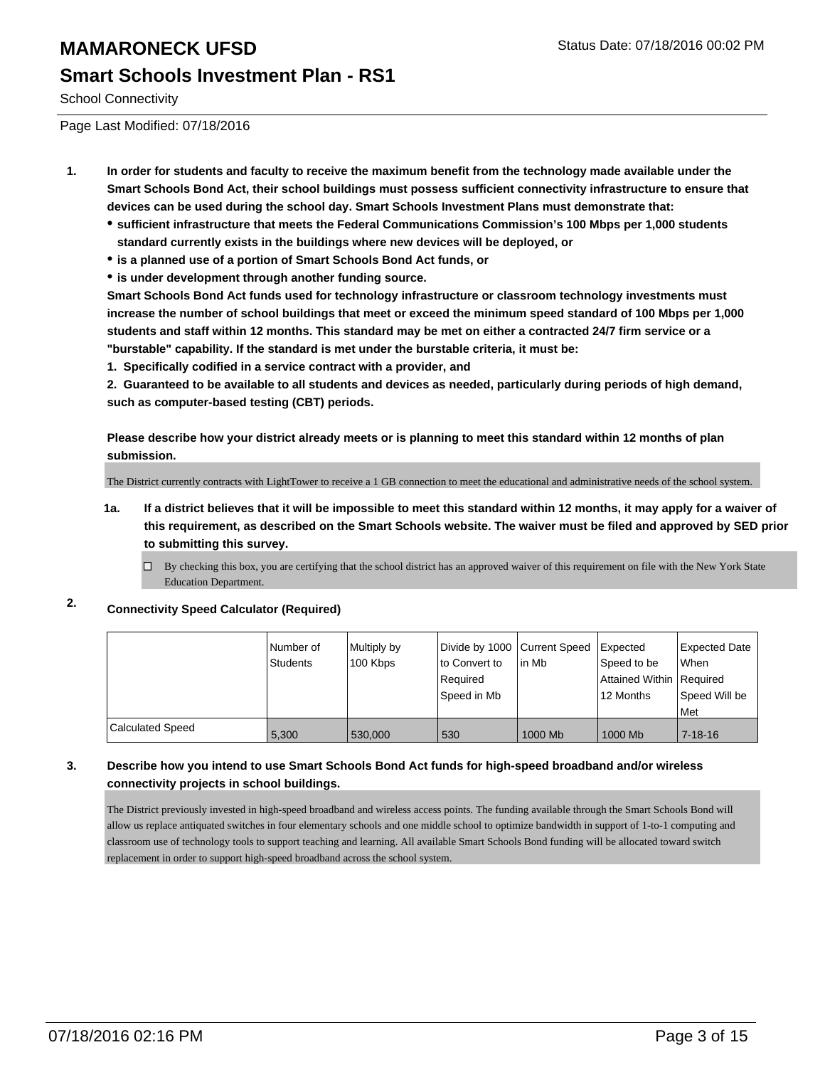# MAMARONECK UFSD

Status Date: 07/18/2016 00:02 PM

## Smart Schools Investment Plan - RS1

School Connectivity

Page Last Modified: 07/18/2016

**1. In order for students and faculty to receive the maximum benefit from the technology made available under the Smart Schools Bond Act, their school buildings must possess sufficient connectivity infrastructure to ensure that devices can be used during the school day. Smart Schools Investment Plans must demonstrate that:**

- **sufficient infrastructure that meets the Federal Communications Commission's 100 Mbps per 1,000 students standard currently exists in the buildings where new devices will be deployed, or**
- **is a planned use of a portion of Smart Schools Bond Act funds, or**
- **is under development through another funding source.**

**Smart Schools Bond Act funds used for technology infrastructure or classroom technology investments must increase the number of school buildings that meet or exceed the minimum speed standard of 100 Mbps per 1,000 students and staff within 12 months. This standard may be met on either a contracted 24/7 firm service or a "burstable" capability. If the standard is met under the burstable criteria, it must be:**

**1. Specifically codified in a service contract with a provider, and**

**2. Guaranteed to be available to all students and devices as needed, particularly during periods of high demand, such as computer-based testing (CBT) periods.**

**Please describe how your district already meets or is planning to meet this standard within 12 months of plan submission.**

The District currently contracts with LightTower to receive a 1 GB connection to meet the educational and administrative needs of the school system.

**1a. If a district believes that it will be impossible to meet this standard within 12 months, it may apply for a waiver of this requirement, as described on the Smart Schools website. The waiver must be filed and approved by SED prior to submitting this survey.**

☐ By checking this box, you are certifying that the school district has an approved waiver of this requirement on file with the New York State Education Department.

**2. Connectivity Speed Calculator (Required)**

| | Number of Students | Multiply by 100 Kbps | Divide by 1000 to Convert to Required Speed in Mb | Current Speed in Mb | Expected Speed to be Attained Within 12 Months | Expected Date When Required Speed Will be Met |
|---|---|---|---|---|---|---|
| Calculated Speed | 5,300 | 530,000 | 530 | 1000 Mb | 1000 Mb | 7-18-16 |

**3. Describe how you intend to use Smart Schools Bond Act funds for high-speed broadband and/or wireless connectivity projects in school buildings.**

The District previously invested in high-speed broadband and wireless access points. The funding available through the Smart Schools Bond will allow us replace antiquated switches in four elementary schools and one middle school to optimize bandwidth in support of 1-to-1 computing and classroom use of technology tools to support teaching and learning. All available Smart Schools Bond funding will be allocated toward switch replacement in order to support high-speed broadband across the school system.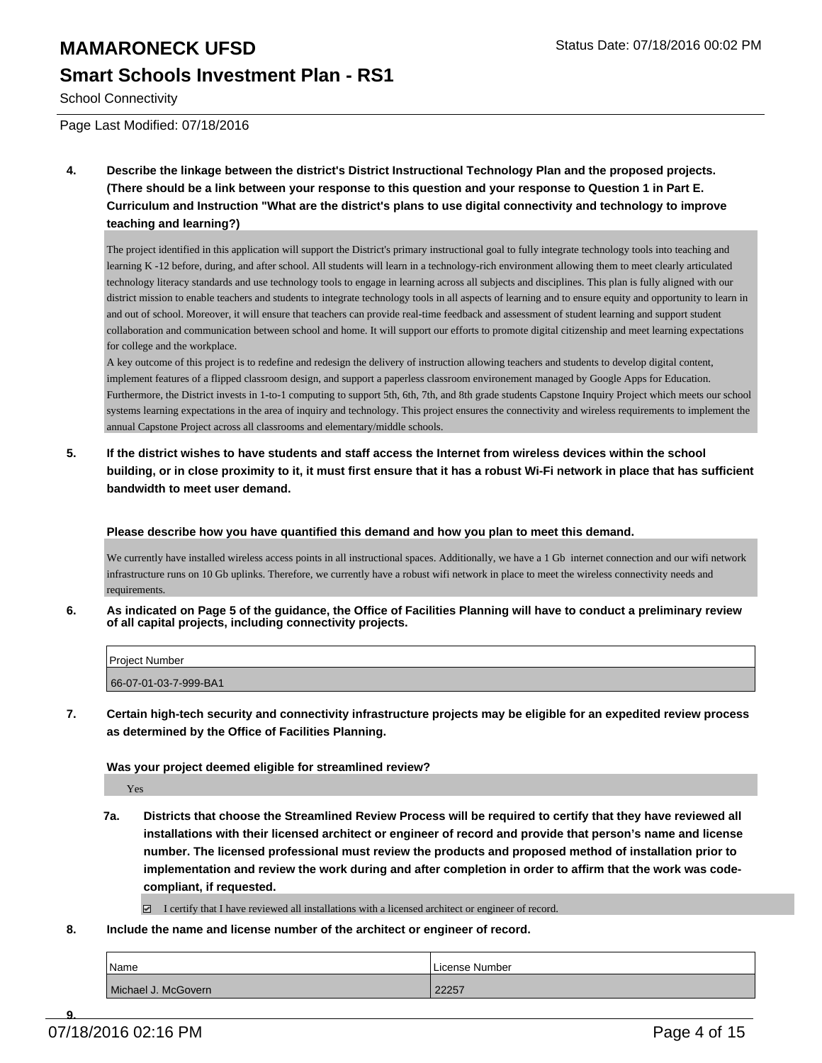**4. Describe the linkage between the district's District Instructional Technology Plan and the proposed projects. (There should be a link between your response to this question and your response to Question 1 in Part E. Curriculum and Instruction "What are the district's plans to use digital connectivity and technology to improve teaching and learning?)**

The project identified in this application will support the District's primary instructional goal to fully integrate technology tools into teaching and learning K -12 before, during, and after school. All students will learn in a technology-rich environment allowing them to meet clearly articulated technology literacy standards and use technology tools to engage in learning across all subjects and disciplines. This plan is fully aligned with our district mission to enable teachers and students to integrate technology tools in all aspects of learning and to ensure equity and opportunity to learn in and out of school. Moreover, it will ensure that teachers can provide real-time feedback and assessment of student learning and support student collaboration and communication between school and home. It will support our efforts to promote digital citizenship and meet learning expectations for college and the workplace.

A key outcome of this project is to redefine and redesign the delivery of instruction allowing teachers and students to develop digital content, implement features of a flipped classroom design, and support a paperless classroom environement managed by Google Apps for Education. Furthermore, the District invests in 1-to-1 computing to support 5th, 6th, 7th, and 8th grade students Capstone Inquiry Project which meets our school systems learning expectations in the area of inquiry and technology. This project ensures the connectivity and wireless requirements to implement the annual Capstone Project across all classrooms and elementary/middle schools.

**5. If the district wishes to have students and staff access the Internet from wireless devices within the school building, or in close proximity to it, it must first ensure that it has a robust Wi-Fi network in place that has sufficient bandwidth to meet user demand.**

**Please describe how you have quantified this demand and how you plan to meet this demand.**

We currently have installed wireless access points in all instructional spaces. Additionally, we have a 1 Gb internet connection and our wifi network infrastructure runs on 10 Gb uplinks. Therefore, we currently have a robust wifi network in place to meet the wireless connectivity needs and requirements.

**6. As indicated on Page 5 of the guidance, the Office of Facilities Planning will have to conduct a preliminary review of all capital projects, including connectivity projects.**

| Project Number |
| --- |
| 66-07-01-03-7-999-BA1 |

**7. Certain high-tech security and connectivity infrastructure projects may be eligible for an expedited review process as determined by the Office of Facilities Planning.**

**Was your project deemed eligible for streamlined review?**

Yes

**7a. Districts that choose the Streamlined Review Process will be required to certify that they have reviewed all installations with their licensed architect or engineer of record and provide that person's name and license number. The licensed professional must review the products and proposed method of installation prior to implementation and review the work during and after completion in order to affirm that the work was code-compliant, if requested.**

☑ I certify that I have reviewed all installations with a licensed architect or engineer of record.

**8. Include the name and license number of the architect or engineer of record.**

| Name | License Number |
| --- | --- |
| Michael J. McGovern | 22257 |

**9.**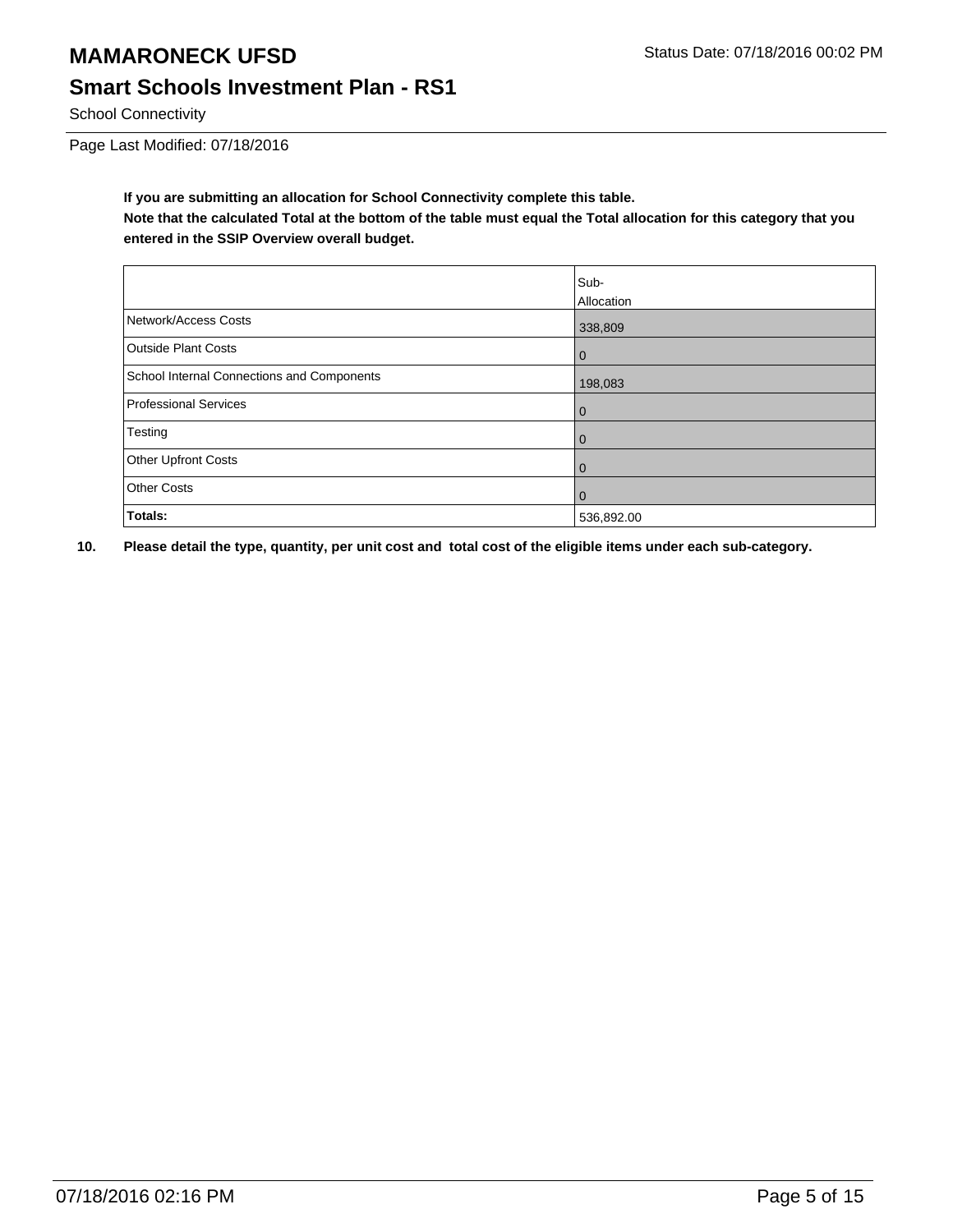# MAMARONECK UFSD

## Smart Schools Investment Plan - RS1

School Connectivity

Page Last Modified: 07/18/2016

**If you are submitting an allocation for School Connectivity complete this table.**
**Note that the calculated Total at the bottom of the table must equal the Total allocation for this category that you entered in the SSIP Overview overall budget.**

| | Sub-Allocation |
|---|---|
| Network/Access Costs | 338,809 |
| Outside Plant Costs | 0 |
| School Internal Connections and Components | 198,083 |
| Professional Services | 0 |
| Testing | 0 |
| Other Upfront Costs | 0 |
| Other Costs | 0 |
| **Totals:** | 536,892.00 |

**10. Please detail the type, quantity, per unit cost and total cost of the eligible items under each sub-category.**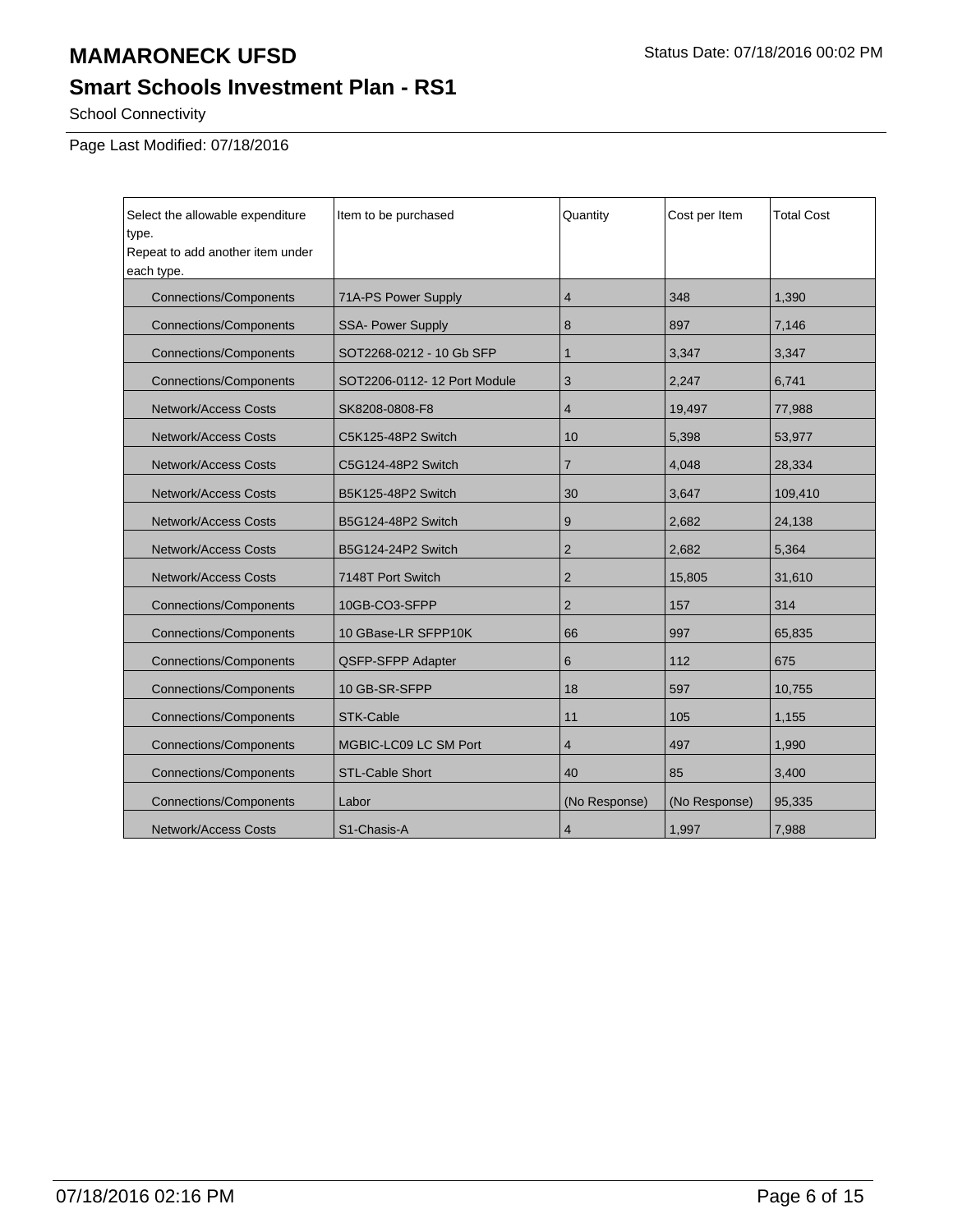# MAMARONECK UFSD

Status Date: 07/18/2016 00:02 PM

## Smart Schools Investment Plan - RS1

School Connectivity

Page Last Modified: 07/18/2016

| Select the allowable expenditure type. Repeat to add another item under each type. | Item to be purchased | Quantity | Cost per Item | Total Cost |
|---|---|---|---|---|
| Connections/Components | 71A-PS Power Supply | 4 | 348 | 1,390 |
| Connections/Components | SSA- Power Supply | 8 | 897 | 7,146 |
| Connections/Components | SOT2268-0212 - 10 Gb SFP | 1 | 3,347 | 3,347 |
| Connections/Components | SOT2206-0112- 12 Port Module | 3 | 2,247 | 6,741 |
| Network/Access Costs | SK8208-0808-F8 | 4 | 19,497 | 77,988 |
| Network/Access Costs | C5K125-48P2 Switch | 10 | 5,398 | 53,977 |
| Network/Access Costs | C5G124-48P2 Switch | 7 | 4,048 | 28,334 |
| Network/Access Costs | B5K125-48P2 Switch | 30 | 3,647 | 109,410 |
| Network/Access Costs | B5G124-48P2 Switch | 9 | 2,682 | 24,138 |
| Network/Access Costs | B5G124-24P2 Switch | 2 | 2,682 | 5,364 |
| Network/Access Costs | 7148T Port Switch | 2 | 15,805 | 31,610 |
| Connections/Components | 10GB-CO3-SFPP | 2 | 157 | 314 |
| Connections/Components | 10 GBase-LR SFPP10K | 66 | 997 | 65,835 |
| Connections/Components | QSFP-SFPP Adapter | 6 | 112 | 675 |
| Connections/Components | 10 GB-SR-SFPP | 18 | 597 | 10,755 |
| Connections/Components | STK-Cable | 11 | 105 | 1,155 |
| Connections/Components | MGBIC-LC09 LC SM Port | 4 | 497 | 1,990 |
| Connections/Components | STL-Cable Short | 40 | 85 | 3,400 |
| Connections/Components | Labor | (No Response) | (No Response) | 95,335 |
| Network/Access Costs | S1-Chasis-A | 4 | 1,997 | 7,988 |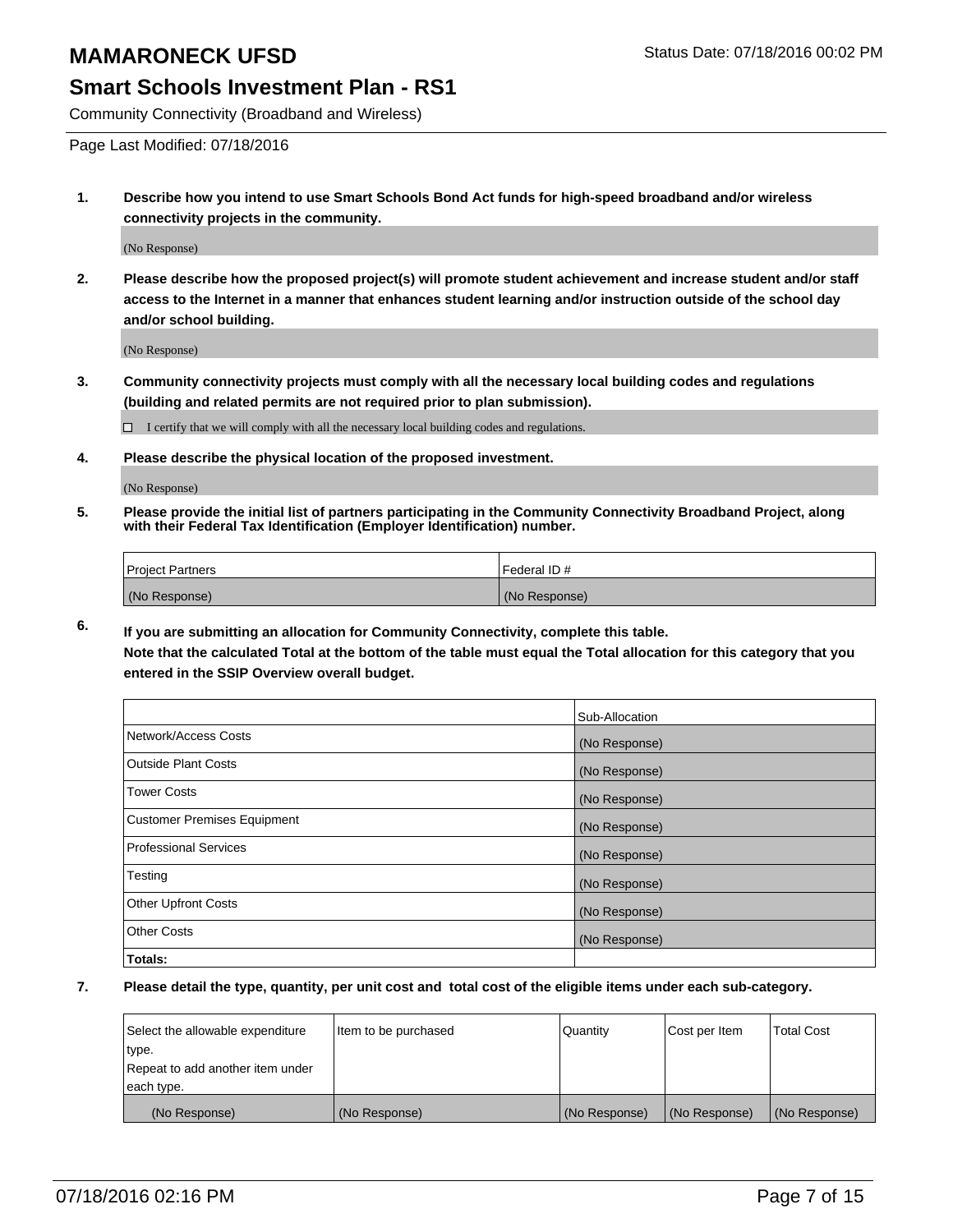# MAMARONECK UFSD

Status Date: 07/18/2016 00:02 PM

## Smart Schools Investment Plan - RS1

Community Connectivity (Broadband and Wireless)

Page Last Modified: 07/18/2016

**1. Describe how you intend to use Smart Schools Bond Act funds for high-speed broadband and/or wireless connectivity projects in the community.**

(No Response)

**2. Please describe how the proposed project(s) will promote student achievement and increase student and/or staff access to the Internet in a manner that enhances student learning and/or instruction outside of the school day and/or school building.**

(No Response)

**3. Community connectivity projects must comply with all the necessary local building codes and regulations (building and related permits are not required prior to plan submission).**

☐ I certify that we will comply with all the necessary local building codes and regulations.

**4. Please describe the physical location of the proposed investment.**

(No Response)

**5. Please provide the initial list of partners participating in the Community Connectivity Broadband Project, along with their Federal Tax Identification (Employer Identification) number.**

| Project Partners | Federal ID # |
| --- | --- |
| (No Response) | (No Response) |

**6. If you are submitting an allocation for Community Connectivity, complete this table. Note that the calculated Total at the bottom of the table must equal the Total allocation for this category that you entered in the SSIP Overview overall budget.**

| | Sub-Allocation |
| --- | --- |
| Network/Access Costs | (No Response) |
| Outside Plant Costs | (No Response) |
| Tower Costs | (No Response) |
| Customer Premises Equipment | (No Response) |
| Professional Services | (No Response) |
| Testing | (No Response) |
| Other Upfront Costs | (No Response) |
| Other Costs | (No Response) |
| **Totals:** | |

**7. Please detail the type, quantity, per unit cost and total cost of the eligible items under each sub-category.**

| Select the allowable expenditure type. Repeat to add another item under each type. | Item to be purchased | Quantity | Cost per Item | Total Cost |
| --- | --- | --- | --- | --- |
| (No Response) | (No Response) | (No Response) | (No Response) | (No Response) |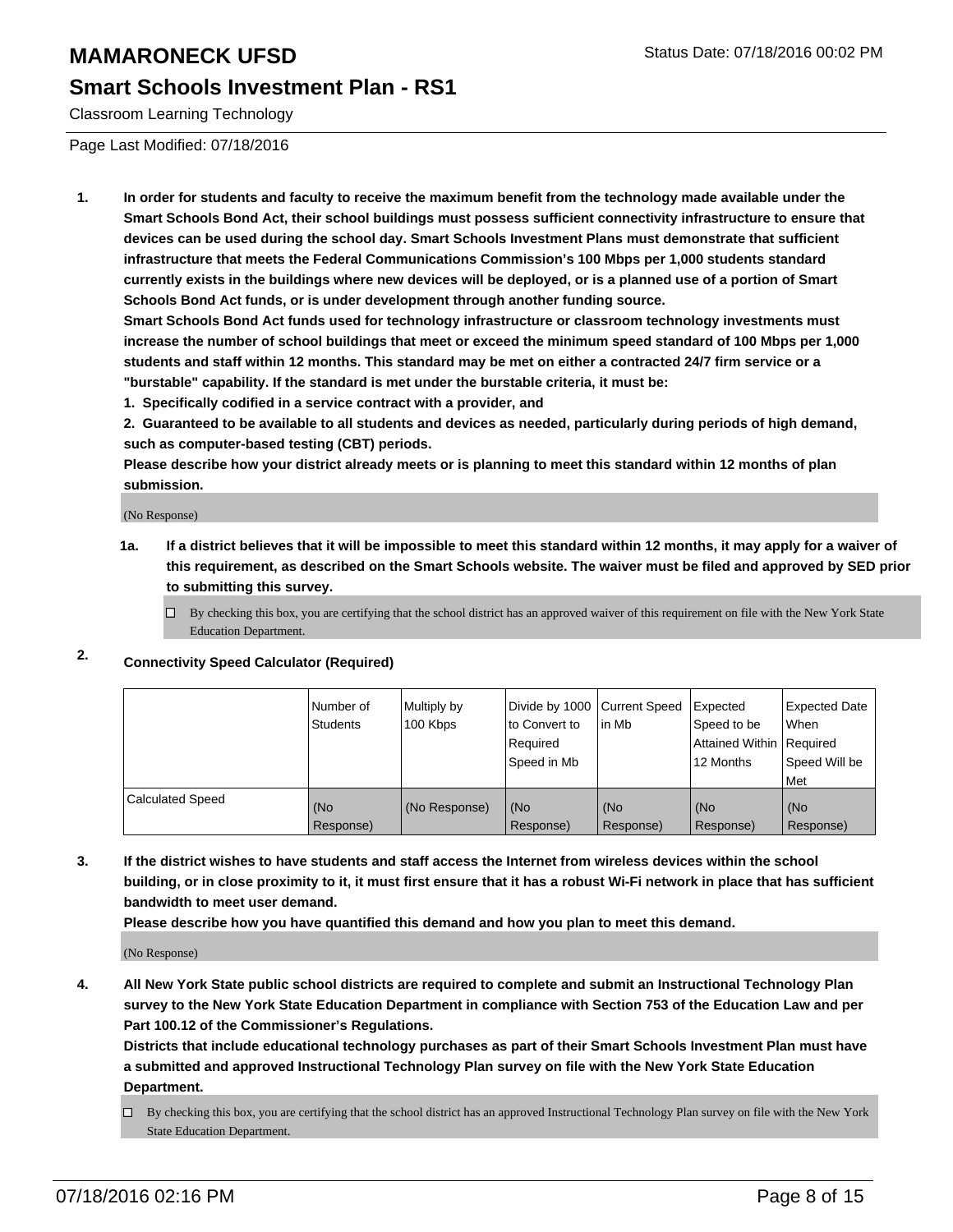# MAMARONECK UFSD

Status Date: 07/18/2016 00:02 PM

## Smart Schools Investment Plan - RS1

Classroom Learning Technology

Page Last Modified: 07/18/2016

1. **In order for students and faculty to receive the maximum benefit from the technology made available under the Smart Schools Bond Act, their school buildings must possess sufficient connectivity infrastructure to ensure that devices can be used during the school day. Smart Schools Investment Plans must demonstrate that sufficient infrastructure that meets the Federal Communications Commission's 100 Mbps per 1,000 students standard currently exists in the buildings where new devices will be deployed, or is a planned use of a portion of Smart Schools Bond Act funds, or is under development through another funding source.**
   **Smart Schools Bond Act funds used for technology infrastructure or classroom technology investments must increase the number of school buildings that meet or exceed the minimum speed standard of 100 Mbps per 1,000 students and staff within 12 months. This standard may be met on either a contracted 24/7 firm service or a "burstable" capability. If the standard is met under the burstable criteria, it must be:**
   **1. Specifically codified in a service contract with a provider, and**
   **2. Guaranteed to be available to all students and devices as needed, particularly during periods of high demand, such as computer-based testing (CBT) periods.**
   **Please describe how your district already meets or is planning to meet this standard within 12 months of plan submission.**

   (No Response)

   **1a. If a district believes that it will be impossible to meet this standard within 12 months, it may apply for a waiver of this requirement, as described on the Smart Schools website. The waiver must be filed and approved by SED prior to submitting this survey.**

   ☐ By checking this box, you are certifying that the school district has an approved waiver of this requirement on file with the New York State Education Department.

2. **Connectivity Speed Calculator (Required)**

| | Number of Students | Multiply by 100 Kbps | Divide by 1000 to Convert to Required Speed in Mb | Current Speed in Mb | Expected Speed to be Attained Within 12 Months | Expected Date When Required Speed Will be Met |
|---|---|---|---|---|---|---|
| Calculated Speed | (No Response) | (No Response) | (No Response) | (No Response) | (No Response) | (No Response) |

3. **If the district wishes to have students and staff access the Internet from wireless devices within the school building, or in close proximity to it, it must first ensure that it has a robust Wi-Fi network in place that has sufficient bandwidth to meet user demand.**
   **Please describe how you have quantified this demand and how you plan to meet this demand.**

   (No Response)

4. **All New York State public school districts are required to complete and submit an Instructional Technology Plan survey to the New York State Education Department in compliance with Section 753 of the Education Law and per Part 100.12 of the Commissioner's Regulations.**
   **Districts that include educational technology purchases as part of their Smart Schools Investment Plan must have a submitted and approved Instructional Technology Plan survey on file with the New York State Education Department.**

   ☐ By checking this box, you are certifying that the school district has an approved Instructional Technology Plan survey on file with the New York State Education Department.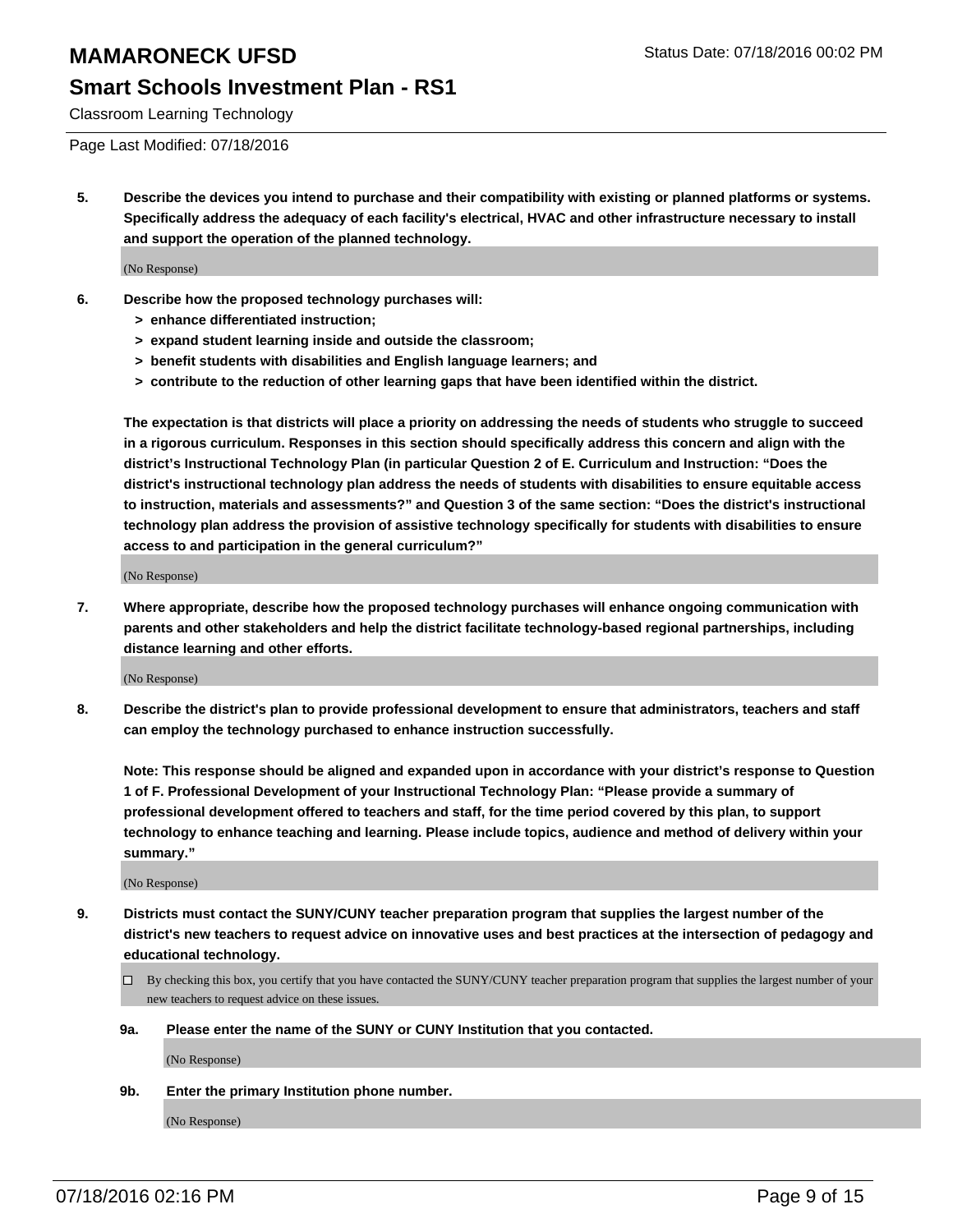# MAMARONECK UFSD

## Smart Schools Investment Plan - RS1

Classroom Learning Technology

Page Last Modified: 07/18/2016

**5. Describe the devices you intend to purchase and their compatibility with existing or planned platforms or systems. Specifically address the adequacy of each facility's electrical, HVAC and other infrastructure necessary to install and support the operation of the planned technology.**

(No Response)

**6. Describe how the proposed technology purchases will:**

- **> enhance differentiated instruction;**
- **> expand student learning inside and outside the classroom;**
- **> benefit students with disabilities and English language learners; and**
- **> contribute to the reduction of other learning gaps that have been identified within the district.**

**The expectation is that districts will place a priority on addressing the needs of students who struggle to succeed in a rigorous curriculum. Responses in this section should specifically address this concern and align with the district's Instructional Technology Plan (in particular Question 2 of E. Curriculum and Instruction: "Does the district's instructional technology plan address the needs of students with disabilities to ensure equitable access to instruction, materials and assessments?" and Question 3 of the same section: "Does the district's instructional technology plan address the provision of assistive technology specifically for students with disabilities to ensure access to and participation in the general curriculum?"**

(No Response)

**7. Where appropriate, describe how the proposed technology purchases will enhance ongoing communication with parents and other stakeholders and help the district facilitate technology-based regional partnerships, including distance learning and other efforts.**

(No Response)

**8. Describe the district's plan to provide professional development to ensure that administrators, teachers and staff can employ the technology purchased to enhance instruction successfully.**

**Note: This response should be aligned and expanded upon in accordance with your district's response to Question 1 of F. Professional Development of your Instructional Technology Plan: "Please provide a summary of professional development offered to teachers and staff, for the time period covered by this plan, to support technology to enhance teaching and learning. Please include topics, audience and method of delivery within your summary."**

(No Response)

**9. Districts must contact the SUNY/CUNY teacher preparation program that supplies the largest number of the district's new teachers to request advice on innovative uses and best practices at the intersection of pedagogy and educational technology.**

☐ By checking this box, you certify that you have contacted the SUNY/CUNY teacher preparation program that supplies the largest number of your new teachers to request advice on these issues.

**9a. Please enter the name of the SUNY or CUNY Institution that you contacted.**

(No Response)

**9b. Enter the primary Institution phone number.**

(No Response)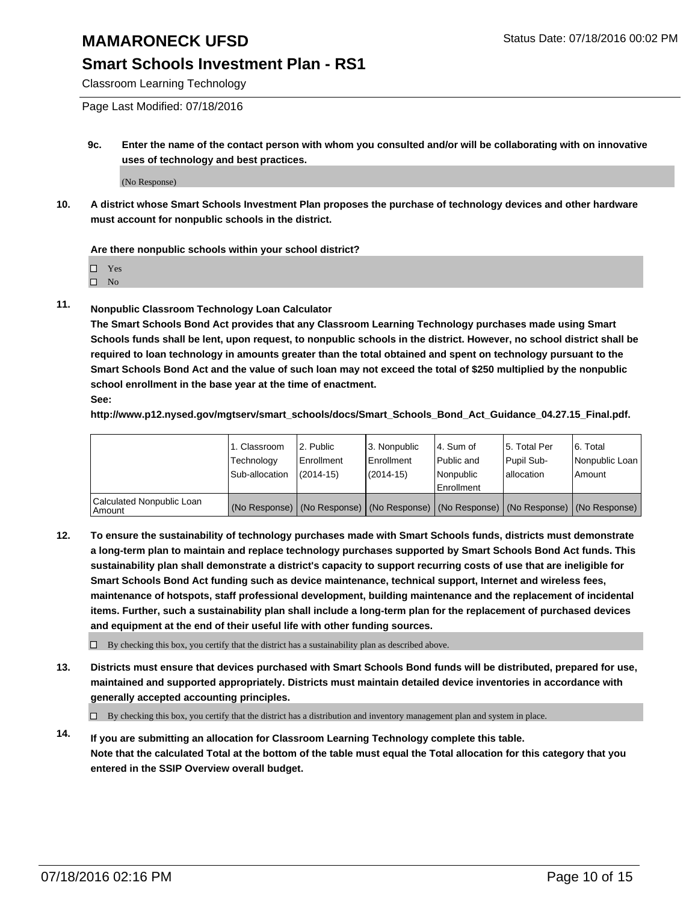**9c. Enter the name of the contact person with whom you consulted and/or will be collaborating with on innovative uses of technology and best practices.**

(No Response)

**10. A district whose Smart Schools Investment Plan proposes the purchase of technology devices and other hardware must account for nonpublic schools in the district.**

**Are there nonpublic schools within your school district?**

☐ Yes
☐ No

**11. Nonpublic Classroom Technology Loan Calculator**

**The Smart Schools Bond Act provides that any Classroom Learning Technology purchases made using Smart Schools funds shall be lent, upon request, to nonpublic schools in the district. However, no school district shall be required to loan technology in amounts greater than the total obtained and spent on technology pursuant to the Smart Schools Bond Act and the value of such loan may not exceed the total of $250 multiplied by the nonpublic school enrollment in the base year at the time of enactment.**

**See:**

**http://www.p12.nysed.gov/mgtserv/smart_schools/docs/Smart_Schools_Bond_Act_Guidance_04.27.15_Final.pdf.**

| | 1. Classroom Technology Sub-allocation | 2. Public Enrollment (2014-15) | 3. Nonpublic Enrollment (2014-15) | 4. Sum of Public and Nonpublic Enrollment | 5. Total Per Pupil Sub-allocation | 6. Total Nonpublic Loan Amount |
|---|---|---|---|---|---|---|
| Calculated Nonpublic Loan Amount | (No Response) | (No Response) | (No Response) | (No Response) | (No Response) | (No Response) |

**12. To ensure the sustainability of technology purchases made with Smart Schools funds, districts must demonstrate a long-term plan to maintain and replace technology purchases supported by Smart Schools Bond Act funds. This sustainability plan shall demonstrate a district's capacity to support recurring costs of use that are ineligible for Smart Schools Bond Act funding such as device maintenance, technical support, Internet and wireless fees, maintenance of hotspots, staff professional development, building maintenance and the replacement of incidental items. Further, such a sustainability plan shall include a long-term plan for the replacement of purchased devices and equipment at the end of their useful life with other funding sources.**

☐ By checking this box, you certify that the district has a sustainability plan as described above.

**13. Districts must ensure that devices purchased with Smart Schools Bond funds will be distributed, prepared for use, maintained and supported appropriately. Districts must maintain detailed device inventories in accordance with generally accepted accounting principles.**

☐ By checking this box, you certify that the district has a distribution and inventory management plan and system in place.

**14. If you are submitting an allocation for Classroom Learning Technology complete this table. Note that the calculated Total at the bottom of the table must equal the Total allocation for this category that you entered in the SSIP Overview overall budget.**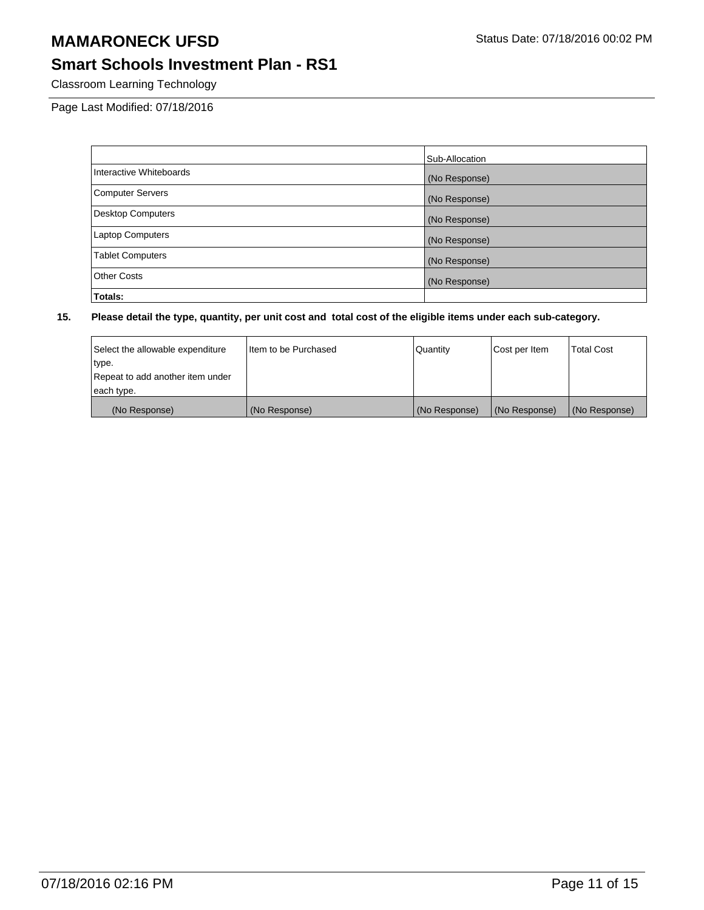# MAMARONECK UFSD

Status Date: 07/18/2016 00:02 PM

## Smart Schools Investment Plan - RS1

Classroom Learning Technology

Page Last Modified: 07/18/2016

| | Sub-Allocation |
|---|---|
| Interactive Whiteboards | (No Response) |
| Computer Servers | (No Response) |
| Desktop Computers | (No Response) |
| Laptop Computers | (No Response) |
| Tablet Computers | (No Response) |
| Other Costs | (No Response) |
| **Totals:** | |

**15. Please detail the type, quantity, per unit cost and total cost of the eligible items under each sub-category.**

| Select the allowable expenditure type. Repeat to add another item under each type. | Item to be Purchased | Quantity | Cost per Item | Total Cost |
|---|---|---|---|---|
| (No Response) | (No Response) | (No Response) | (No Response) | (No Response) |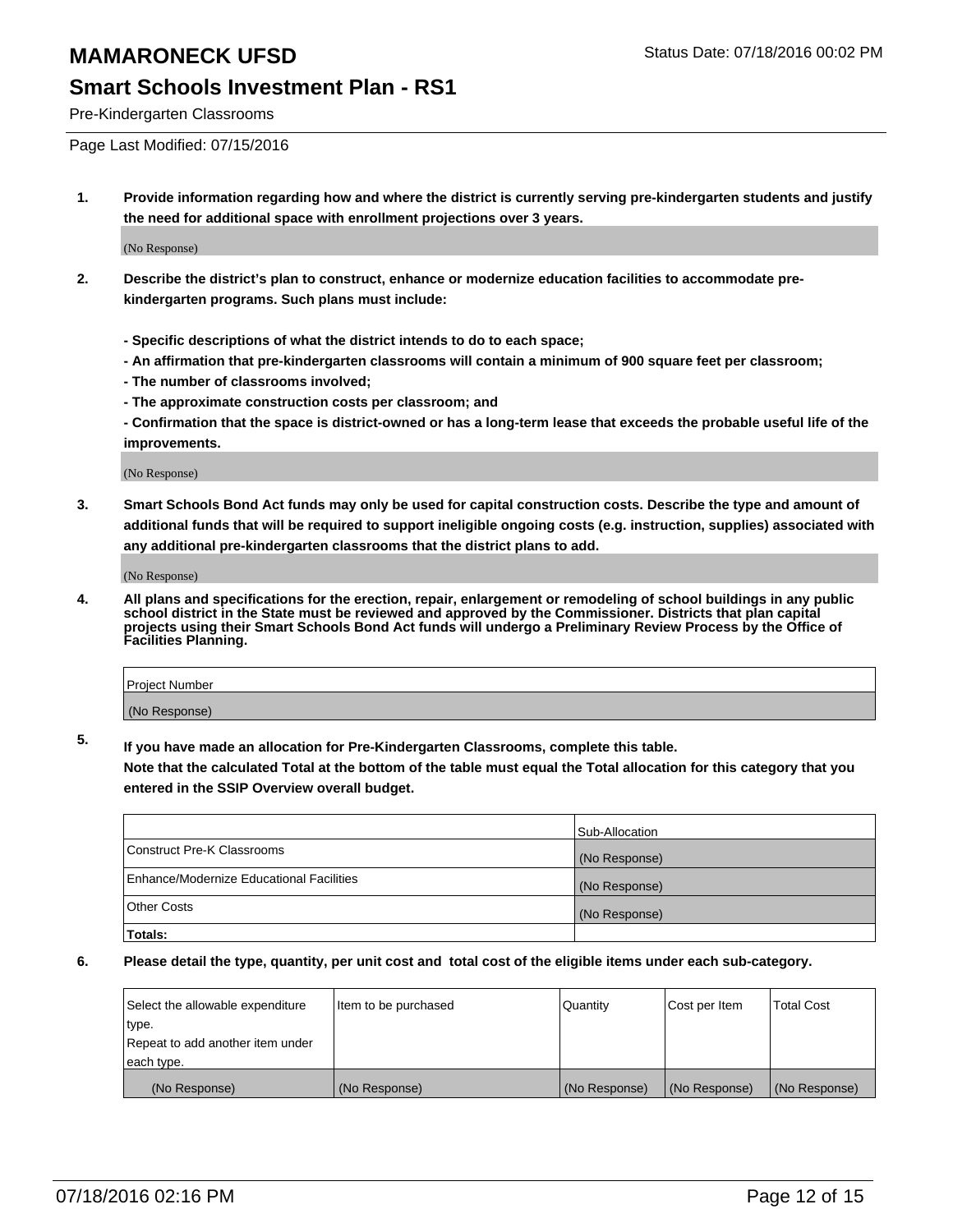**MAMARONECK UFSD**

Status Date: 07/18/2016 00:02 PM

## Smart Schools Investment Plan - RS1

Pre-Kindergarten Classrooms

Page Last Modified: 07/15/2016

**1. Provide information regarding how and where the district is currently serving pre-kindergarten students and justify the need for additional space with enrollment projections over 3 years.**

(No Response)

**2. Describe the district's plan to construct, enhance or modernize education facilities to accommodate pre-kindergarten programs. Such plans must include:**

**- Specific descriptions of what the district intends to do to each space;**
**- An affirmation that pre-kindergarten classrooms will contain a minimum of 900 square feet per classroom;**
**- The number of classrooms involved;**
**- The approximate construction costs per classroom; and**
**- Confirmation that the space is district-owned or has a long-term lease that exceeds the probable useful life of the improvements.**

(No Response)

**3. Smart Schools Bond Act funds may only be used for capital construction costs. Describe the type and amount of additional funds that will be required to support ineligible ongoing costs (e.g. instruction, supplies) associated with any additional pre-kindergarten classrooms that the district plans to add.**

(No Response)

**4. All plans and specifications for the erection, repair, enlargement or remodeling of school buildings in any public school district in the State must be reviewed and approved by the Commissioner. Districts that plan capital projects using their Smart Schools Bond Act funds will undergo a Preliminary Review Process by the Office of Facilities Planning.**

| Project Number |
|---|
| (No Response) |

**5. If you have made an allocation for Pre-Kindergarten Classrooms, complete this table.**
**Note that the calculated Total at the bottom of the table must equal the Total allocation for this category that you entered in the SSIP Overview overall budget.**

| | Sub-Allocation |
|---|---|
| Construct Pre-K Classrooms | (No Response) |
| Enhance/Modernize Educational Facilities | (No Response) |
| Other Costs | (No Response) |
| **Totals:** | |

**6. Please detail the type, quantity, per unit cost and total cost of the eligible items under each sub-category.**

| Select the allowable expenditure type. Repeat to add another item under each type. | Item to be purchased | Quantity | Cost per Item | Total Cost |
|---|---|---|---|---|
| (No Response) | (No Response) | (No Response) | (No Response) | (No Response) |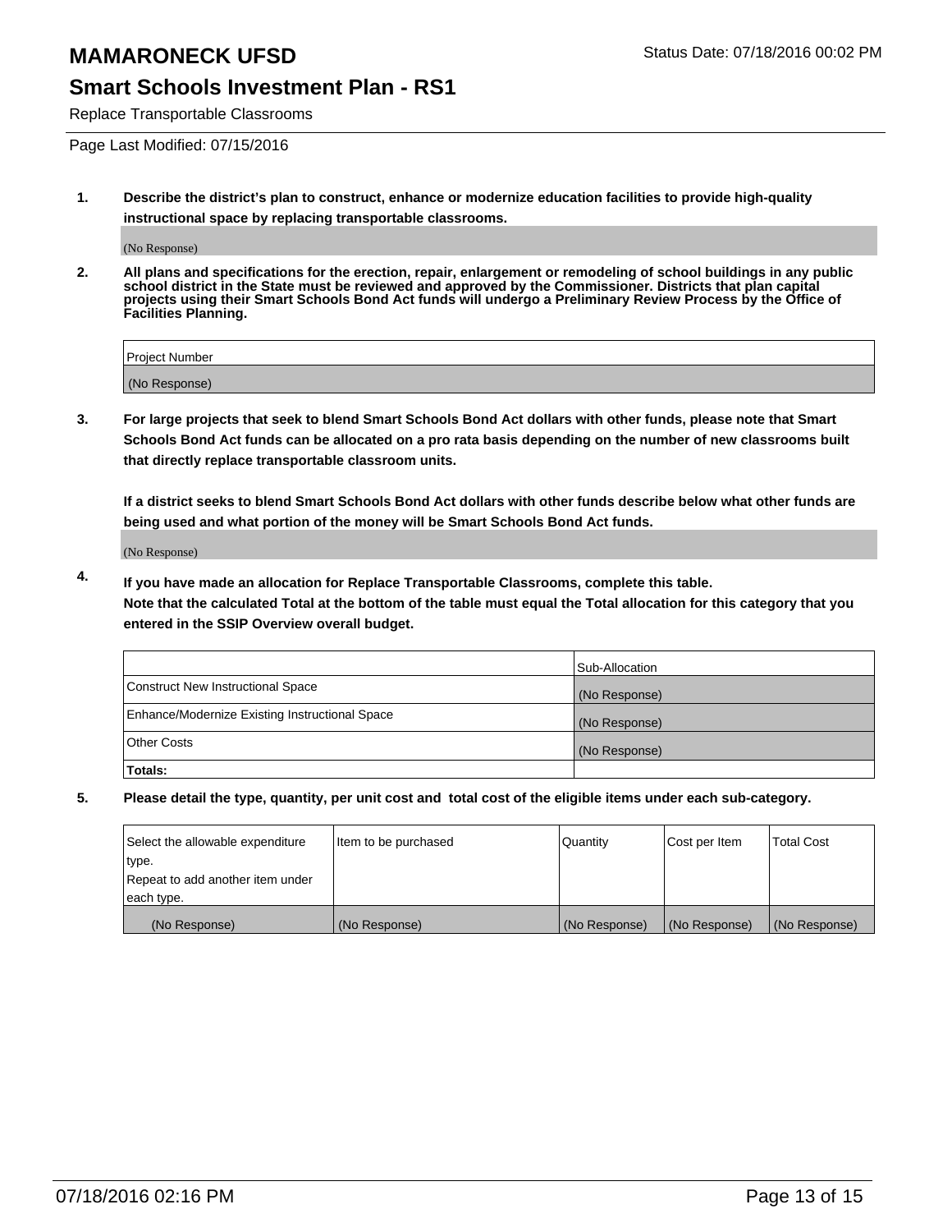# MAMARONECK UFSD

Status Date: 07/18/2016 00:02 PM

## Smart Schools Investment Plan - RS1

Replace Transportable Classrooms

Page Last Modified: 07/15/2016

1. **Describe the district's plan to construct, enhance or modernize education facilities to provide high-quality instructional space by replacing transportable classrooms.**

(No Response)

2. **All plans and specifications for the erection, repair, enlargement or remodeling of school buildings in any public school district in the State must be reviewed and approved by the Commissioner. Districts that plan capital projects using their Smart Schools Bond Act funds will undergo a Preliminary Review Process by the Office of Facilities Planning.**

| Project Number |
|---|
| (No Response) |

3. **For large projects that seek to blend Smart Schools Bond Act dollars with other funds, please note that Smart Schools Bond Act funds can be allocated on a pro rata basis depending on the number of new classrooms built that directly replace transportable classroom units.**

**If a district seeks to blend Smart Schools Bond Act dollars with other funds describe below what other funds are being used and what portion of the money will be Smart Schools Bond Act funds.**

(No Response)

4. **If you have made an allocation for Replace Transportable Classrooms, complete this table. Note that the calculated Total at the bottom of the table must equal the Total allocation for this category that you entered in the SSIP Overview overall budget.**

| | Sub-Allocation |
|---|---|
| Construct New Instructional Space | (No Response) |
| Enhance/Modernize Existing Instructional Space | (No Response) |
| Other Costs | (No Response) |
| **Totals:** | |

5. **Please detail the type, quantity, per unit cost and total cost of the eligible items under each sub-category.**

| Select the allowable expenditure type. Repeat to add another item under each type. | Item to be purchased | Quantity | Cost per Item | Total Cost |
|---|---|---|---|---|
| (No Response) | (No Response) | (No Response) | (No Response) | (No Response) |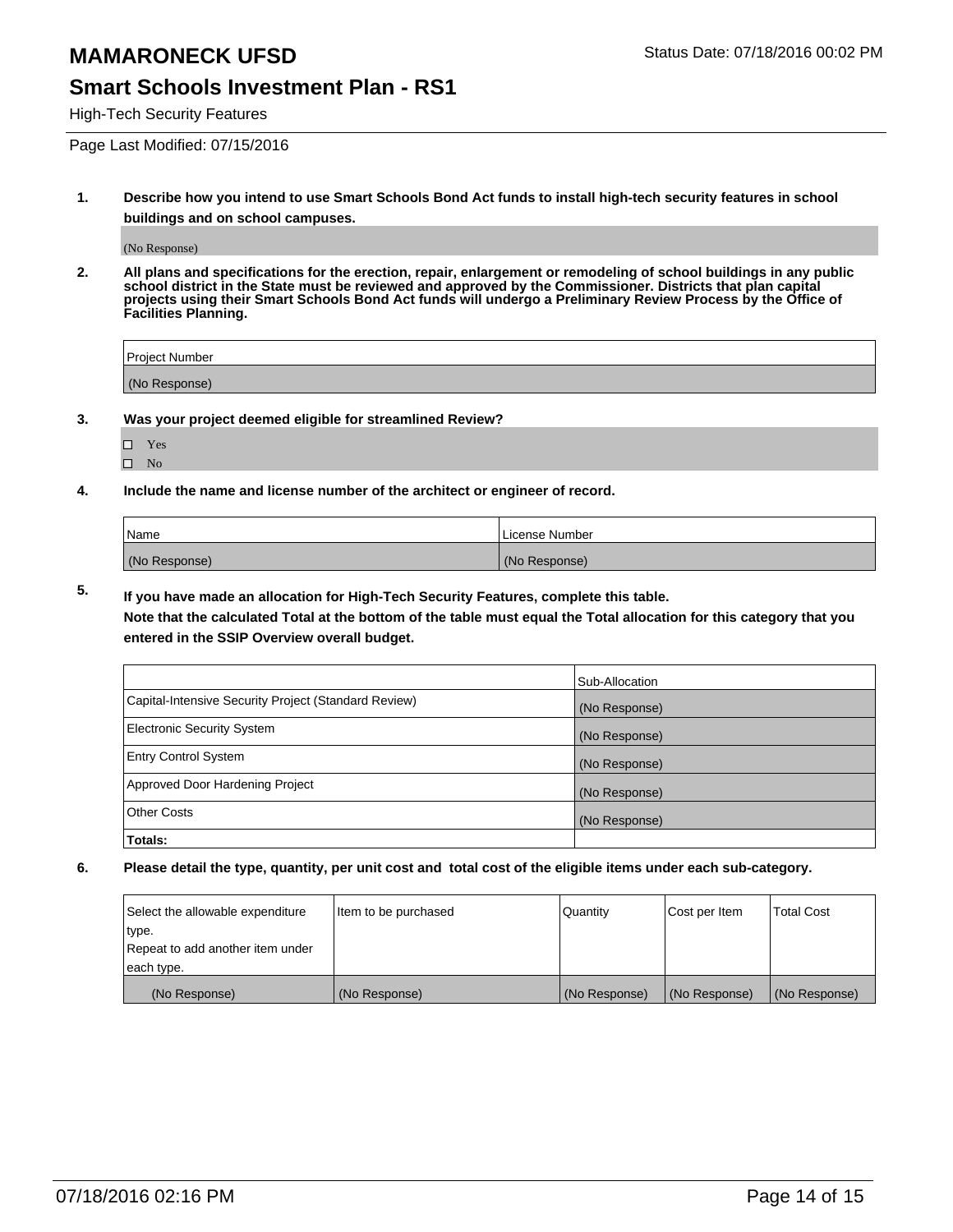# MAMARONECK UFSD

Status Date: 07/18/2016 00:02 PM

## Smart Schools Investment Plan - RS1

High-Tech Security Features

Page Last Modified: 07/15/2016

**1. Describe how you intend to use Smart Schools Bond Act funds to install high-tech security features in school buildings and on school campuses.**

(No Response)

**2. All plans and specifications for the erection, repair, enlargement or remodeling of school buildings in any public school district in the State must be reviewed and approved by the Commissioner. Districts that plan capital projects using their Smart Schools Bond Act funds will undergo a Preliminary Review Process by the Office of Facilities Planning.**

| Project Number |
| --- |
| (No Response) |

**3. Was your project deemed eligible for streamlined Review?**

- ☐ Yes
- ☐ No

**4. Include the name and license number of the architect or engineer of record.**

| Name | License Number |
| --- | --- |
| (No Response) | (No Response) |

**5. If you have made an allocation for High-Tech Security Features, complete this table.**
**Note that the calculated Total at the bottom of the table must equal the Total allocation for this category that you entered in the SSIP Overview overall budget.**

| | Sub-Allocation |
| --- | --- |
| Capital-Intensive Security Project (Standard Review) | (No Response) |
| Electronic Security System | (No Response) |
| Entry Control System | (No Response) |
| Approved Door Hardening Project | (No Response) |
| Other Costs | (No Response) |
| **Totals:** | |

**6. Please detail the type, quantity, per unit cost and total cost of the eligible items under each sub-category.**

| Select the allowable expenditure type. Repeat to add another item under each type. | Item to be purchased | Quantity | Cost per Item | Total Cost |
| --- | --- | --- | --- | --- |
| (No Response) | (No Response) | (No Response) | (No Response) | (No Response) |